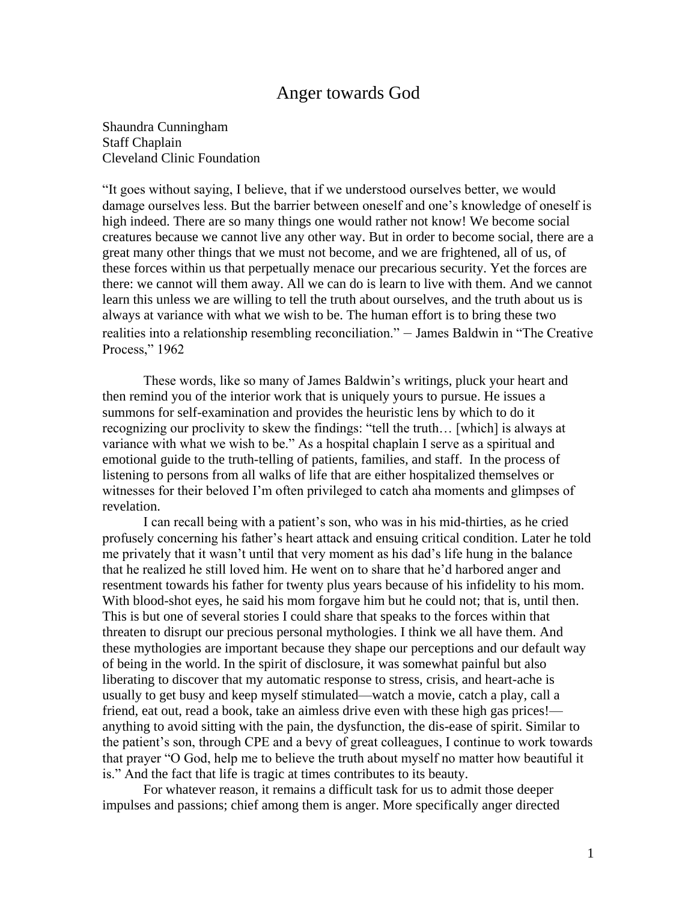# Anger towards God

Shaundra Cunningham
Staff Chaplain
Cleveland Clinic Foundation

"It goes without saying, I believe, that if we understood ourselves better, we would damage ourselves less. But the barrier between oneself and one's knowledge of oneself is high indeed. There are so many things one would rather not know! We become social creatures because we cannot live any other way. But in order to become social, there are a great many other things that we must not become, and we are frightened, all of us, of these forces within us that perpetually menace our precarious security. Yet the forces are there: we cannot will them away. All we can do is learn to live with them. And we cannot learn this unless we are willing to tell the truth about ourselves, and the truth about us is always at variance with what we wish to be. The human effort is to bring these two realities into a relationship resembling reconciliation." − James Baldwin in "The Creative Process," 1962

These words, like so many of James Baldwin's writings, pluck your heart and then remind you of the interior work that is uniquely yours to pursue. He issues a summons for self-examination and provides the heuristic lens by which to do it recognizing our proclivity to skew the findings: "tell the truth… [which] is always at variance with what we wish to be." As a hospital chaplain I serve as a spiritual and emotional guide to the truth-telling of patients, families, and staff. In the process of listening to persons from all walks of life that are either hospitalized themselves or witnesses for their beloved I'm often privileged to catch aha moments and glimpses of revelation.

I can recall being with a patient's son, who was in his mid-thirties, as he cried profusely concerning his father's heart attack and ensuing critical condition. Later he told me privately that it wasn't until that very moment as his dad's life hung in the balance that he realized he still loved him. He went on to share that he'd harbored anger and resentment towards his father for twenty plus years because of his infidelity to his mom. With blood-shot eyes, he said his mom forgave him but he could not; that is, until then. This is but one of several stories I could share that speaks to the forces within that threaten to disrupt our precious personal mythologies. I think we all have them. And these mythologies are important because they shape our perceptions and our default way of being in the world. In the spirit of disclosure, it was somewhat painful but also liberating to discover that my automatic response to stress, crisis, and heart-ache is usually to get busy and keep myself stimulated—watch a movie, catch a play, call a friend, eat out, read a book, take an aimless drive even with these high gas prices!—anything to avoid sitting with the pain, the dysfunction, the dis-ease of spirit. Similar to the patient's son, through CPE and a bevy of great colleagues, I continue to work towards that prayer "O God, help me to believe the truth about myself no matter how beautiful it is." And the fact that life is tragic at times contributes to its beauty.

For whatever reason, it remains a difficult task for us to admit those deeper impulses and passions; chief among them is anger. More specifically anger directed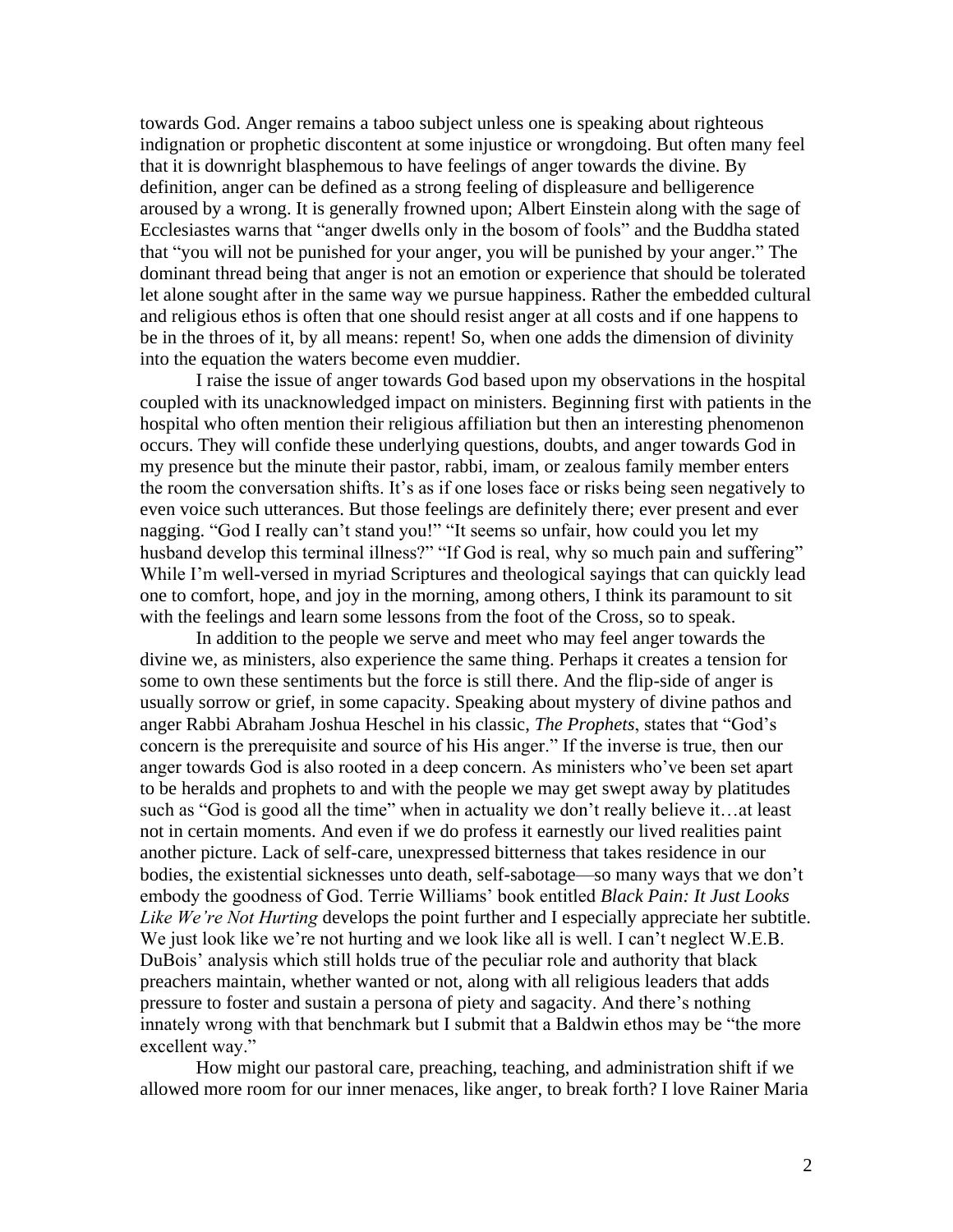towards God. Anger remains a taboo subject unless one is speaking about righteous indignation or prophetic discontent at some injustice or wrongdoing. But often many feel that it is downright blasphemous to have feelings of anger towards the divine. By definition, anger can be defined as a strong feeling of displeasure and belligerence aroused by a wrong. It is generally frowned upon; Albert Einstein along with the sage of Ecclesiastes warns that "anger dwells only in the bosom of fools" and the Buddha stated that "you will not be punished for your anger, you will be punished by your anger." The dominant thread being that anger is not an emotion or experience that should be tolerated let alone sought after in the same way we pursue happiness. Rather the embedded cultural and religious ethos is often that one should resist anger at all costs and if one happens to be in the throes of it, by all means: repent! So, when one adds the dimension of divinity into the equation the waters become even muddier.

I raise the issue of anger towards God based upon my observations in the hospital coupled with its unacknowledged impact on ministers. Beginning first with patients in the hospital who often mention their religious affiliation but then an interesting phenomenon occurs. They will confide these underlying questions, doubts, and anger towards God in my presence but the minute their pastor, rabbi, imam, or zealous family member enters the room the conversation shifts. It's as if one loses face or risks being seen negatively to even voice such utterances. But those feelings are definitely there; ever present and ever nagging. "God I really can't stand you!" "It seems so unfair, how could you let my husband develop this terminal illness?" "If God is real, why so much pain and suffering" While I'm well-versed in myriad Scriptures and theological sayings that can quickly lead one to comfort, hope, and joy in the morning, among others, I think its paramount to sit with the feelings and learn some lessons from the foot of the Cross, so to speak.

In addition to the people we serve and meet who may feel anger towards the divine we, as ministers, also experience the same thing. Perhaps it creates a tension for some to own these sentiments but the force is still there. And the flip-side of anger is usually sorrow or grief, in some capacity. Speaking about mystery of divine pathos and anger Rabbi Abraham Joshua Heschel in his classic, *The Prophets*, states that "God's concern is the prerequisite and source of his His anger." If the inverse is true, then our anger towards God is also rooted in a deep concern. As ministers who've been set apart to be heralds and prophets to and with the people we may get swept away by platitudes such as "God is good all the time" when in actuality we don't really believe it…at least not in certain moments. And even if we do profess it earnestly our lived realities paint another picture. Lack of self-care, unexpressed bitterness that takes residence in our bodies, the existential sicknesses unto death, self-sabotage—so many ways that we don't embody the goodness of God. Terrie Williams' book entitled *Black Pain: It Just Looks Like We're Not Hurting* develops the point further and I especially appreciate her subtitle. We just look like we're not hurting and we look like all is well. I can't neglect W.E.B. DuBois' analysis which still holds true of the peculiar role and authority that black preachers maintain, whether wanted or not, along with all religious leaders that adds pressure to foster and sustain a persona of piety and sagacity. And there's nothing innately wrong with that benchmark but I submit that a Baldwin ethos may be "the more excellent way."

How might our pastoral care, preaching, teaching, and administration shift if we allowed more room for our inner menaces, like anger, to break forth? I love Rainer Maria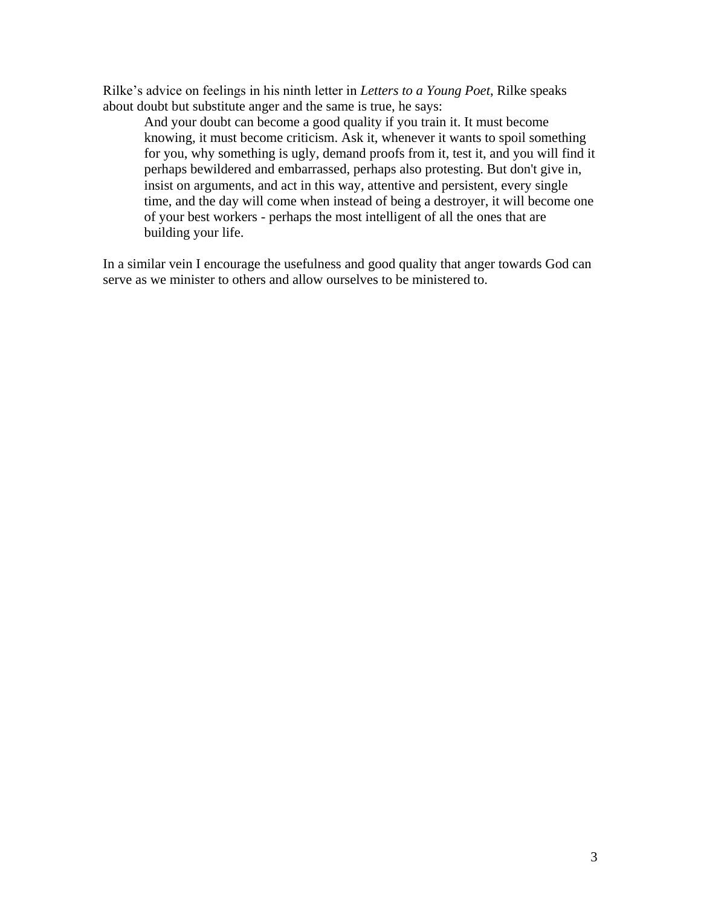Rilke's advice on feelings in his ninth letter in *Letters to a Young Poet*, Rilke speaks about doubt but substitute anger and the same is true, he says:

> And your doubt can become a good quality if you train it. It must become knowing, it must become criticism. Ask it, whenever it wants to spoil something for you, why something is ugly, demand proofs from it, test it, and you will find it perhaps bewildered and embarrassed, perhaps also protesting. But don't give in, insist on arguments, and act in this way, attentive and persistent, every single time, and the day will come when instead of being a destroyer, it will become one of your best workers - perhaps the most intelligent of all the ones that are building your life.

In a similar vein I encourage the usefulness and good quality that anger towards God can serve as we minister to others and allow ourselves to be ministered to.